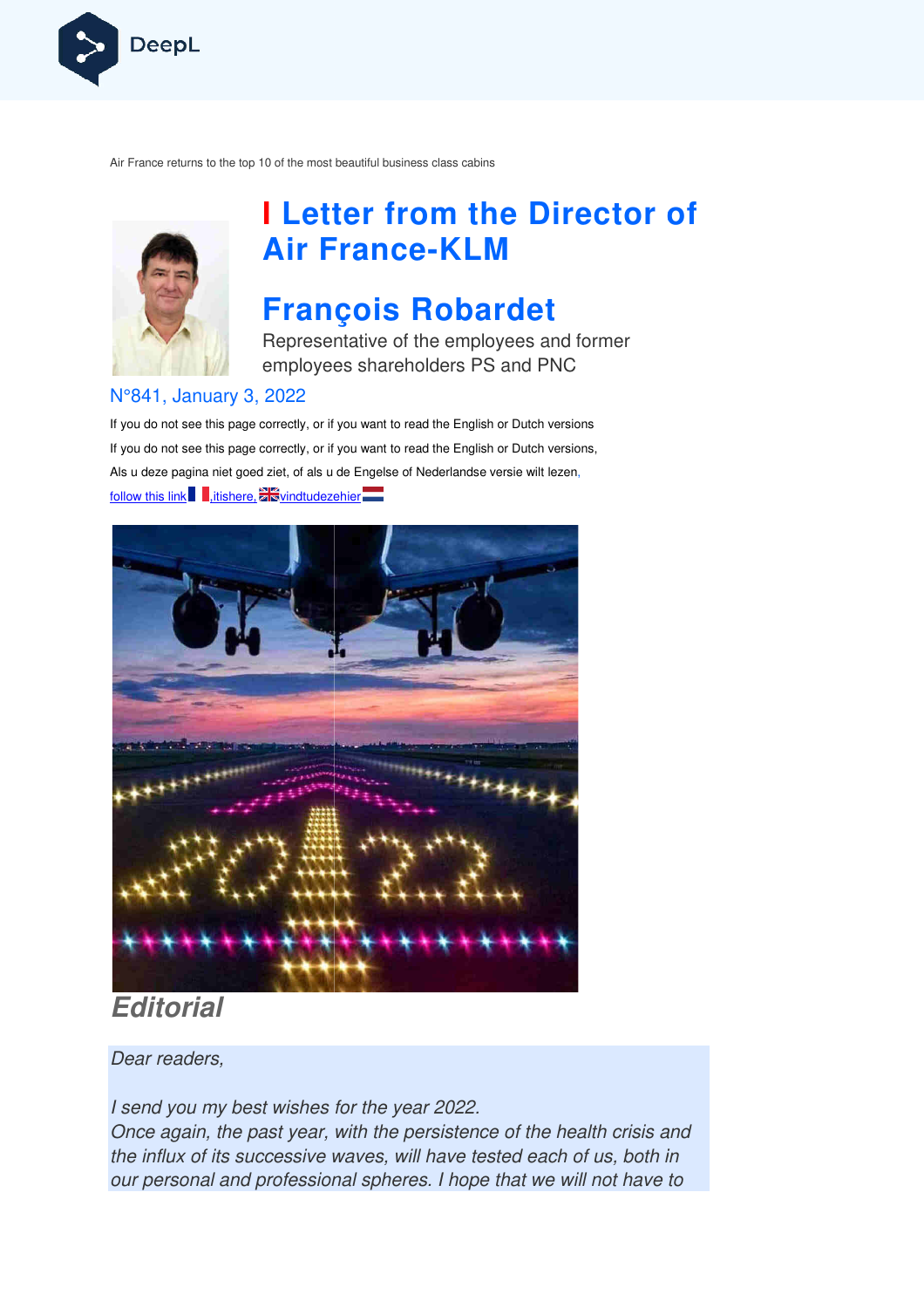Air France returns to the top 10 of the most beautiful business class cabins

# Letter from the Director of Air France-KLM

## François Robardet

Representative of the employees and former employees shareholders PS and PNC

N°841, January 3, 2022

If you do not see this page correctly, or if you want to read the English or Dutch versions

If you do not see this page correctly, or if you want to read the English or Dutch versions,

Als u deze pagina niet goed ziet, of als u de Engelse of Nederlandse versie wilt lezen,

follow this link, itishere, vindtudezehier

## Editorial

*Dear readers,*

*I send you my best wishes for the year 2022.*
*Once again, the past year, with the persistence of the health crisis and the influx of its successive waves, will have tested each of us, both in our personal and professional spheres. I hope that we will not have to*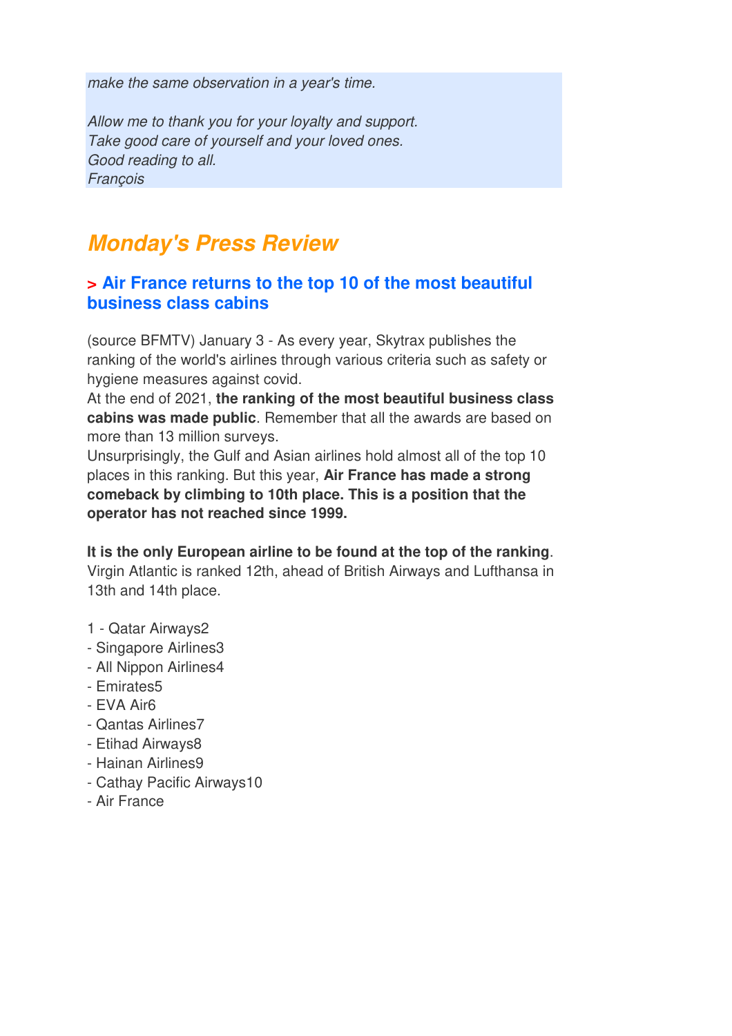*make the same observation in a year's time.*

*Allow me to thank you for your loyalty and support.*
*Take good care of yourself and your loved ones.*
*Good reading to all.*
*François*

# Monday's Press Review

## > Air France returns to the top 10 of the most beautiful business class cabins

(source BFMTV) January 3 - As every year, Skytrax publishes the ranking of the world's airlines through various criteria such as safety or hygiene measures against covid.
At the end of 2021, **the ranking of the most beautiful business class cabins was made public**. Remember that all the awards are based on more than 13 million surveys.
Unsurprisingly, the Gulf and Asian airlines hold almost all of the top 10 places in this ranking. But this year, **Air France has made a strong comeback by climbing to 10th place. This is a position that the operator has not reached since 1999.**

**It is the only European airline to be found at the top of the ranking**. Virgin Atlantic is ranked 12th, ahead of British Airways and Lufthansa in 13th and 14th place.

1 - Qatar Airways2
- Singapore Airlines3
- All Nippon Airlines4
- Emirates5
- EVA Air6
- Qantas Airlines7
- Etihad Airways8
- Hainan Airlines9
- Cathay Pacific Airways10
- Air France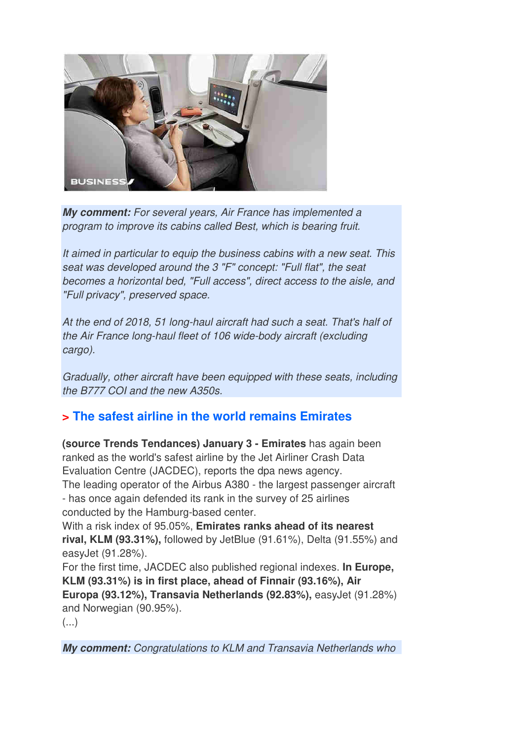***My comment:*** *For several years, Air France has implemented a program to improve its cabins called Best, which is bearing fruit.*

*It aimed in particular to equip the business cabins with a new seat. This seat was developed around the 3 "F" concept: "Full flat", the seat becomes a horizontal bed, "Full access", direct access to the aisle, and "Full privacy", preserved space.*

*At the end of 2018, 51 long-haul aircraft had such a seat. That's half of the Air France long-haul fleet of 106 wide-body aircraft (excluding cargo).*

*Gradually, other aircraft have been equipped with these seats, including the B777 COI and the new A350s.*

## > The safest airline in the world remains Emirates

**(source Trends Tendances) January 3 - Emirates** has again been ranked as the world's safest airline by the Jet Airliner Crash Data Evaluation Centre (JACDEC), reports the dpa news agency.
The leading operator of the Airbus A380 - the largest passenger aircraft - has once again defended its rank in the survey of 25 airlines conducted by the Hamburg-based center.
With a risk index of 95.05%, **Emirates ranks ahead of its nearest rival, KLM (93.31%),** followed by JetBlue (91.61%), Delta (91.55%) and easyJet (91.28%).
For the first time, JACDEC also published regional indexes. **In Europe, KLM (93.31%) is in first place, ahead of Finnair (93.16%), Air Europa (93.12%), Transavia Netherlands (92.83%),** easyJet (91.28%) and Norwegian (90.95%).
(...)

***My comment:*** *Congratulations to KLM and Transavia Netherlands who*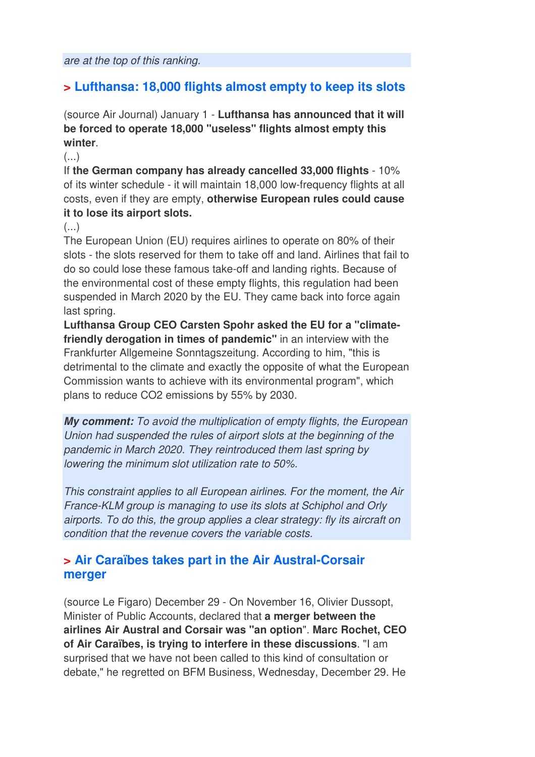*are at the top of this ranking.*

## > Lufthansa: 18,000 flights almost empty to keep its slots

(source Air Journal) January 1 - **Lufthansa has announced that it will be forced to operate 18,000 "useless" flights almost empty this winter**.

(...)

If **the German company has already cancelled 33,000 flights** - 10% of its winter schedule - it will maintain 18,000 low-frequency flights at all costs, even if they are empty, **otherwise European rules could cause it to lose its airport slots.**

(...)

The European Union (EU) requires airlines to operate on 80% of their slots - the slots reserved for them to take off and land. Airlines that fail to do so could lose these famous take-off and landing rights. Because of the environmental cost of these empty flights, this regulation had been suspended in March 2020 by the EU. They came back into force again last spring.

**Lufthansa Group CEO Carsten Spohr asked the EU for a "climate-friendly derogation in times of pandemic"** in an interview with the Frankfurter Allgemeine Sonntagszeitung. According to him, "this is detrimental to the climate and exactly the opposite of what the European Commission wants to achieve with its environmental program", which plans to reduce $CO_2$ emissions by 55% by 2030.

***My comment:*** *To avoid the multiplication of empty flights, the European Union had suspended the rules of airport slots at the beginning of the pandemic in March 2020. They reintroduced them last spring by lowering the minimum slot utilization rate to 50%.*

*This constraint applies to all European airlines. For the moment, the Air France-KLM group is managing to use its slots at Schiphol and Orly airports. To do this, the group applies a clear strategy: fly its aircraft on condition that the revenue covers the variable costs.*

## > Air Caraïbes takes part in the Air Austral-Corsair merger

(source Le Figaro) December 29 - On November 16, Olivier Dussopt, Minister of Public Accounts, declared that **a merger between the airlines Air Austral and Corsair was "an option"**. **Marc Rochet, CEO of Air Caraïbes, is trying to interfere in these discussions**. "I am surprised that we have not been called to this kind of consultation or debate," he regretted on BFM Business, Wednesday, December 29. He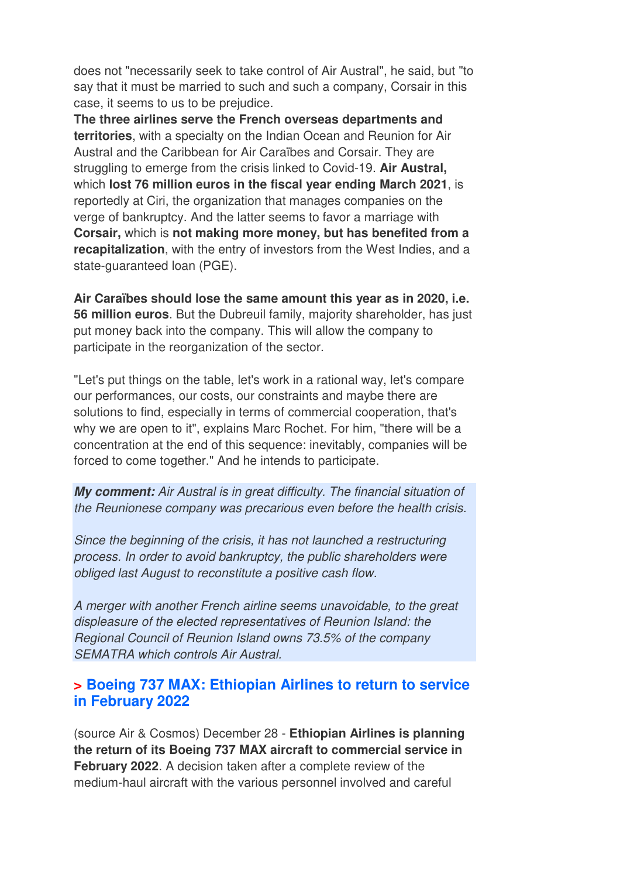does not "necessarily seek to take control of Air Austral", he said, but "to say that it must be married to such and such a company, Corsair in this case, it seems to us to be prejudice.

**The three airlines serve the French overseas departments and territories**, with a specialty on the Indian Ocean and Reunion for Air Austral and the Caribbean for Air Caraïbes and Corsair. They are struggling to emerge from the crisis linked to Covid-19. **Air Austral,** which **lost 76 million euros in the fiscal year ending March 2021**, is reportedly at Ciri, the organization that manages companies on the verge of bankruptcy. And the latter seems to favor a marriage with **Corsair,** which is **not making more money, but has benefited from a recapitalization**, with the entry of investors from the West Indies, and a state-guaranteed loan (PGE).

**Air Caraïbes should lose the same amount this year as in 2020, i.e. 56 million euros**. But the Dubreuil family, majority shareholder, has just put money back into the company. This will allow the company to participate in the reorganization of the sector.

"Let's put things on the table, let's work in a rational way, let's compare our performances, our costs, our constraints and maybe there are solutions to find, especially in terms of commercial cooperation, that's why we are open to it", explains Marc Rochet. For him, "there will be a concentration at the end of this sequence: inevitably, companies will be forced to come together." And he intends to participate.

***My comment:*** *Air Austral is in great difficulty. The financial situation of the Reunionese company was precarious even before the health crisis.*

*Since the beginning of the crisis, it has not launched a restructuring process. In order to avoid bankruptcy, the public shareholders were obliged last August to reconstitute a positive cash flow.*

*A merger with another French airline seems unavoidable, to the great displeasure of the elected representatives of Reunion Island: the Regional Council of Reunion Island owns 73.5% of the company SEMATRA which controls Air Austral.*

## > Boeing 737 MAX: Ethiopian Airlines to return to service in February 2022

(source Air & Cosmos) December 28 - **Ethiopian Airlines is planning the return of its Boeing 737 MAX aircraft to commercial service in February 2022**. A decision taken after a complete review of the medium-haul aircraft with the various personnel involved and careful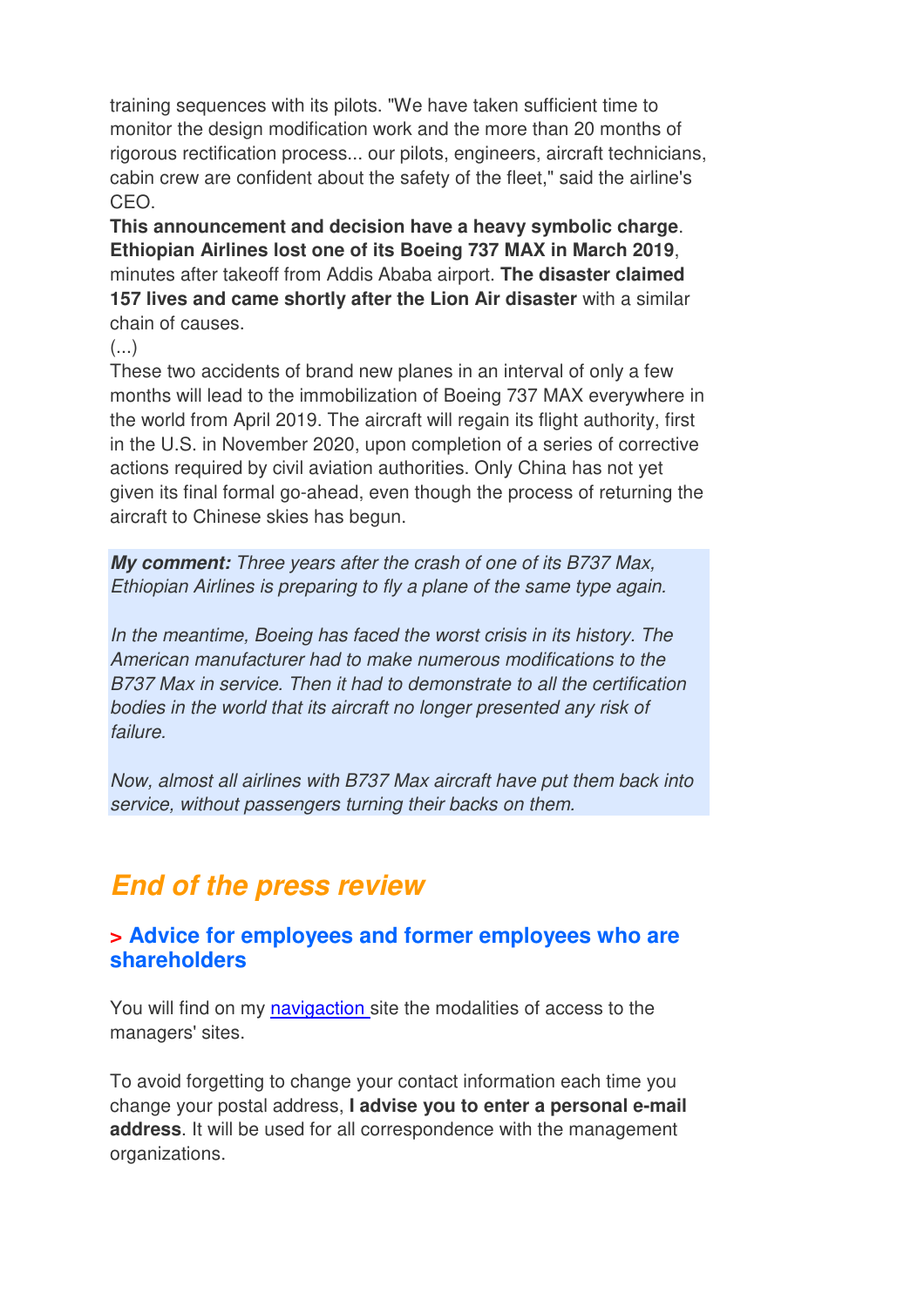training sequences with its pilots. "We have taken sufficient time to monitor the design modification work and the more than 20 months of rigorous rectification process... our pilots, engineers, aircraft technicians, cabin crew are confident about the safety of the fleet," said the airline's CEO.

**This announcement and decision have a heavy symbolic charge**. **Ethiopian Airlines lost one of its Boeing 737 MAX in March 2019**, minutes after takeoff from Addis Ababa airport. **The disaster claimed 157 lives and came shortly after the Lion Air disaster** with a similar chain of causes.

(...)

These two accidents of brand new planes in an interval of only a few months will lead to the immobilization of Boeing 737 MAX everywhere in the world from April 2019. The aircraft will regain its flight authority, first in the U.S. in November 2020, upon completion of a series of corrective actions required by civil aviation authorities. Only China has not yet given its final formal go-ahead, even though the process of returning the aircraft to Chinese skies has begun.

***My comment:*** *Three years after the crash of one of its B737 Max, Ethiopian Airlines is preparing to fly a plane of the same type again.*

*In the meantime, Boeing has faced the worst crisis in its history. The American manufacturer had to make numerous modifications to the B737 Max in service. Then it had to demonstrate to all the certification bodies in the world that its aircraft no longer presented any risk of failure.*

*Now, almost all airlines with B737 Max aircraft have put them back into service, without passengers turning their backs on them.*

# *End of the press review*

## > Advice for employees and former employees who are shareholders

You will find on my navigaction site the modalities of access to the managers' sites.

To avoid forgetting to change your contact information each time you change your postal address, **I advise you to enter a personal e-mail address**. It will be used for all correspondence with the management organizations.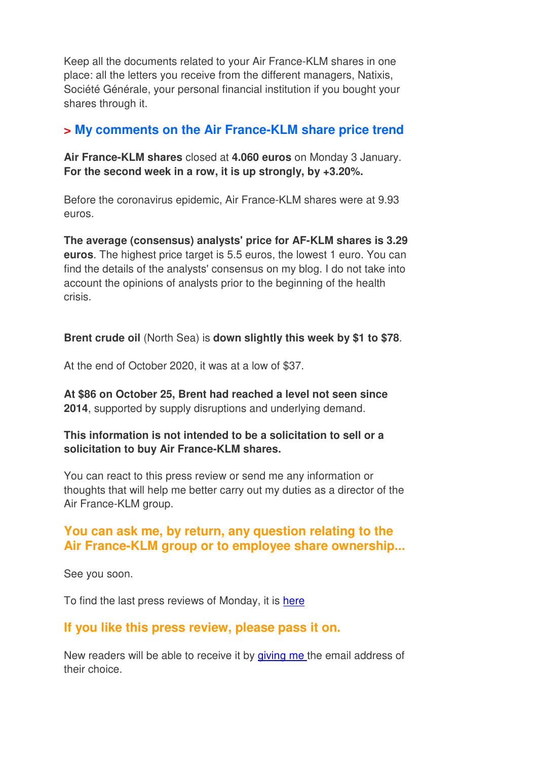Keep all the documents related to your Air France-KLM shares in one place: all the letters you receive from the different managers, Natixis, Société Générale, your personal financial institution if you bought your shares through it.

## > My comments on the Air France-KLM share price trend

**Air France-KLM shares** closed at **4.060 euros** on Monday 3 January. **For the second week in a row, it is up strongly, by +3.20%.**

Before the coronavirus epidemic, Air France-KLM shares were at 9.93 euros.

**The average (consensus) analysts' price for AF-KLM shares is 3.29 euros**. The highest price target is 5.5 euros, the lowest 1 euro. You can find the details of the analysts' consensus on my blog. I do not take into account the opinions of analysts prior to the beginning of the health crisis.

**Brent crude oil** (North Sea) is **down slightly this week by $1 to $78**.

At the end of October 2020, it was at a low of $37.

**At $86 on October 25, Brent had reached a level not seen since 2014**, supported by supply disruptions and underlying demand.

**This information is not intended to be a solicitation to sell or a solicitation to buy Air France-KLM shares.**

You can react to this press review or send me any information or thoughts that will help me better carry out my duties as a director of the Air France-KLM group.

## You can ask me, by return, any question relating to the Air France-KLM group or to employee share ownership...

See you soon.

To find the last press reviews of Monday, it is [here]

## If you like this press review, please pass it on.

New readers will be able to receive it by [giving me] the email address of their choice.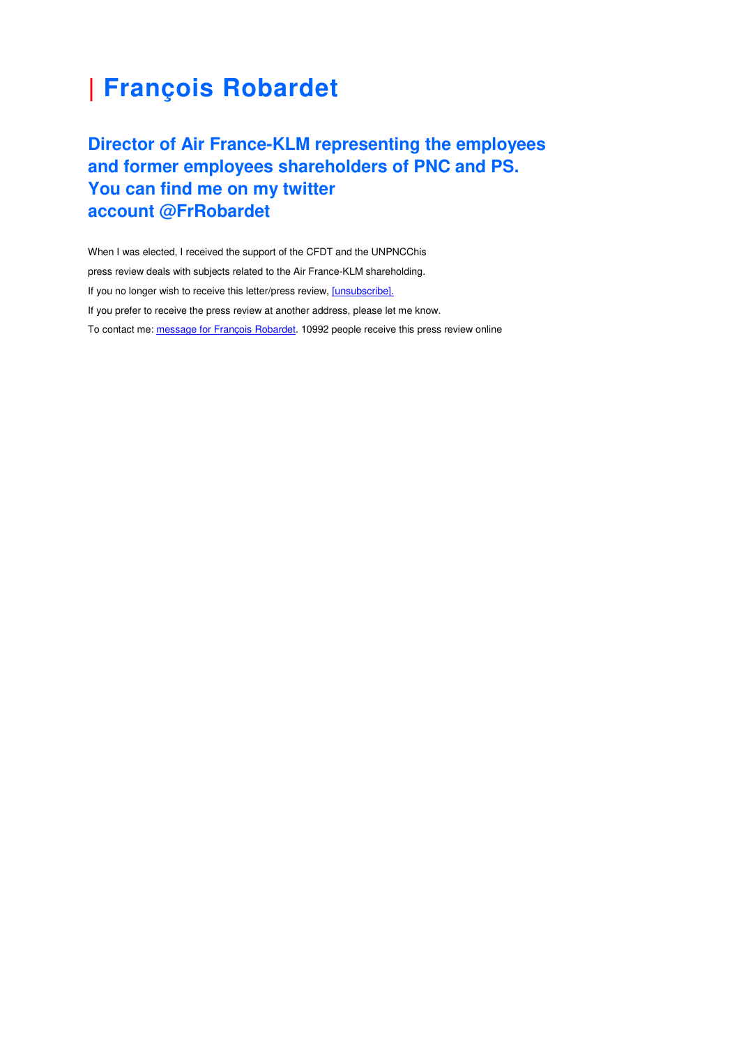# | François Robardet

## Director of Air France-KLM representing the employees and former employees shareholders of PNC and PS. You can find me on my twitter account @FrRobardet

When I was elected, I received the support of the CFDT and the UNPNCThis press review deals with subjects related to the Air France-KLM shareholding.

If you no longer wish to receive this letter/press review, [unsubscribe].

If you prefer to receive the press review at another address, please let me know.

To contact me: message for François Robardet. 10992 people receive this press review online